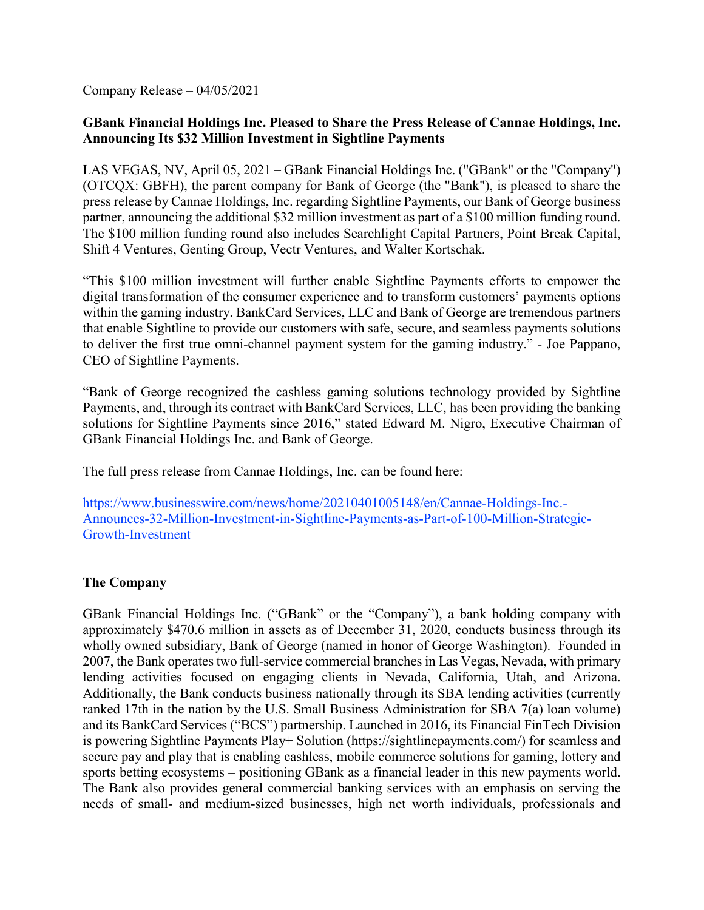Company Release – 04/05/2021

**GBank Financial Holdings Inc. Pleased to Share the Press Release of Cannae Holdings, Inc. Announcing Its $32 Million Investment in Sightline Payments**

LAS VEGAS, NV, April 05, 2021 – GBank Financial Holdings Inc. ("GBank" or the "Company") (OTCQX: GBFH), the parent company for Bank of George (the "Bank"), is pleased to share the press release by Cannae Holdings, Inc. regarding Sightline Payments, our Bank of George business partner, announcing the additional $32 million investment as part of a $100 million funding round. The $100 million funding round also includes Searchlight Capital Partners, Point Break Capital, Shift 4 Ventures, Genting Group, Vectr Ventures, and Walter Kortschak.

"This $100 million investment will further enable Sightline Payments efforts to empower the digital transformation of the consumer experience and to transform customers' payments options within the gaming industry. BankCard Services, LLC and Bank of George are tremendous partners that enable Sightline to provide our customers with safe, secure, and seamless payments solutions to deliver the first true omni-channel payment system for the gaming industry." - Joe Pappano, CEO of Sightline Payments.

"Bank of George recognized the cashless gaming solutions technology provided by Sightline Payments, and, through its contract with BankCard Services, LLC, has been providing the banking solutions for Sightline Payments since 2016," stated Edward M. Nigro, Executive Chairman of GBank Financial Holdings Inc. and Bank of George.

The full press release from Cannae Holdings, Inc. can be found here:

https://www.businesswire.com/news/home/20210401005148/en/Cannae-Holdings-Inc.-Announces-32-Million-Investment-in-Sightline-Payments-as-Part-of-100-Million-Strategic-Growth-Investment

**The Company**

GBank Financial Holdings Inc. ("GBank" or the "Company"), a bank holding company with approximately $470.6 million in assets as of December 31, 2020, conducts business through its wholly owned subsidiary, Bank of George (named in honor of George Washington). Founded in 2007, the Bank operates two full-service commercial branches in Las Vegas, Nevada, with primary lending activities focused on engaging clients in Nevada, California, Utah, and Arizona. Additionally, the Bank conducts business nationally through its SBA lending activities (currently ranked 17th in the nation by the U.S. Small Business Administration for SBA 7(a) loan volume) and its BankCard Services ("BCS") partnership. Launched in 2016, its Financial FinTech Division is powering Sightline Payments Play+ Solution (https://sightlinepayments.com/) for seamless and secure pay and play that is enabling cashless, mobile commerce solutions for gaming, lottery and sports betting ecosystems – positioning GBank as a financial leader in this new payments world. The Bank also provides general commercial banking services with an emphasis on serving the needs of small- and medium-sized businesses, high net worth individuals, professionals and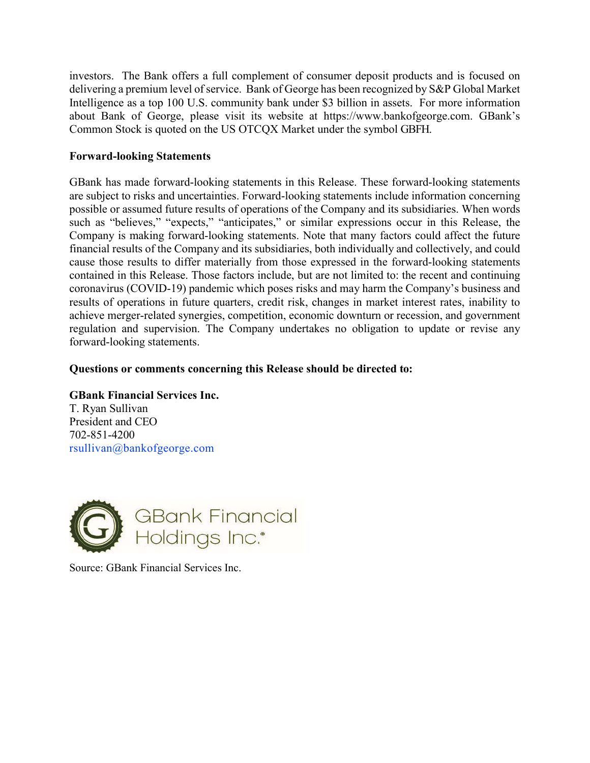investors. The Bank offers a full complement of consumer deposit products and is focused on delivering a premium level of service. Bank of George has been recognized by S&P Global Market Intelligence as a top 100 U.S. community bank under $3 billion in assets. For more information about Bank of George, please visit its website at https://www.bankofgeorge.com. GBank's Common Stock is quoted on the US OTCQX Market under the symbol GBFH.

**Forward-looking Statements**

GBank has made forward-looking statements in this Release. These forward-looking statements are subject to risks and uncertainties. Forward-looking statements include information concerning possible or assumed future results of operations of the Company and its subsidiaries. When words such as "believes," "expects," "anticipates," or similar expressions occur in this Release, the Company is making forward-looking statements. Note that many factors could affect the future financial results of the Company and its subsidiaries, both individually and collectively, and could cause those results to differ materially from those expressed in the forward-looking statements contained in this Release. Those factors include, but are not limited to: the recent and continuing coronavirus (COVID-19) pandemic which poses risks and may harm the Company's business and results of operations in future quarters, credit risk, changes in market interest rates, inability to achieve merger-related synergies, competition, economic downturn or recession, and government regulation and supervision. The Company undertakes no obligation to update or revise any forward-looking statements.

**Questions or comments concerning this Release should be directed to:**

**GBank Financial Services Inc.**
T. Ryan Sullivan
President and CEO
702-851-4200
rsullivan@bankofgeorge.com

GBank Financial Holdings Inc.®

Source: GBank Financial Services Inc.